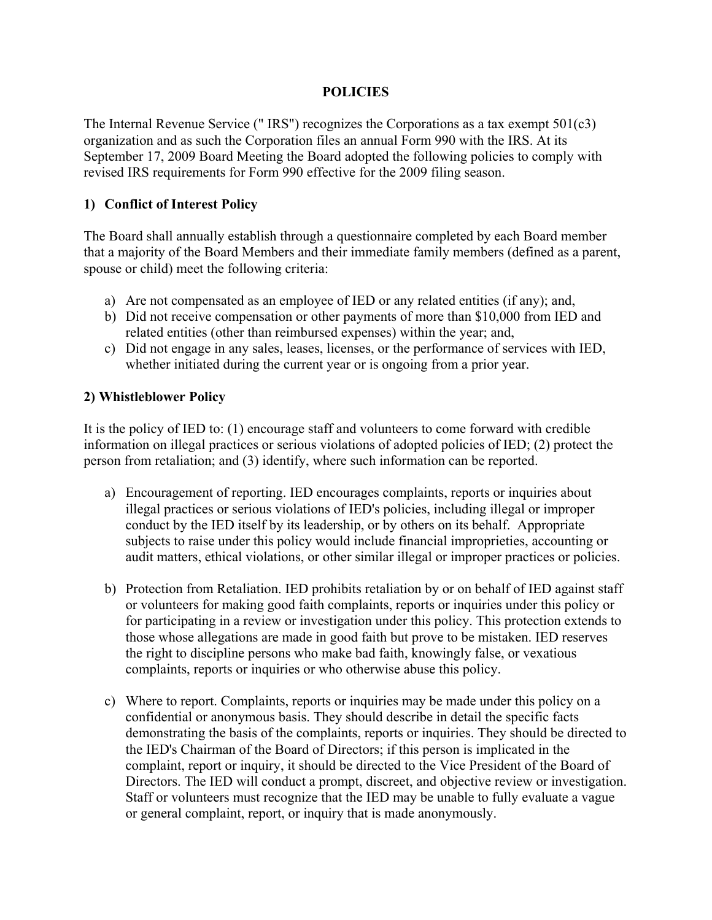# POLICIES

The Internal Revenue Service (" IRS") recognizes the Corporations as a tax exempt 501(c3) organization and as such the Corporation files an annual Form 990 with the IRS. At its September 17, 2009 Board Meeting the Board adopted the following policies to comply with revised IRS requirements for Form 990 effective for the 2009 filing season.

## 1) Conflict of Interest Policy

The Board shall annually establish through a questionnaire completed by each Board member that a majority of the Board Members and their immediate family members (defined as a parent, spouse or child) meet the following criteria:

a) Are not compensated as an employee of IED or any related entities (if any); and,
b) Did not receive compensation or other payments of more than $10,000 from IED and related entities (other than reimbursed expenses) within the year; and,
c) Did not engage in any sales, leases, licenses, or the performance of services with IED, whether initiated during the current year or is ongoing from a prior year.

## 2) Whistleblower Policy

It is the policy of IED to: (1) encourage staff and volunteers to come forward with credible information on illegal practices or serious violations of adopted policies of IED; (2) protect the person from retaliation; and (3) identify, where such information can be reported.

a) Encouragement of reporting. IED encourages complaints, reports or inquiries about illegal practices or serious violations of IED's policies, including illegal or improper conduct by the IED itself by its leadership, or by others on its behalf. Appropriate subjects to raise under this policy would include financial improprieties, accounting or audit matters, ethical violations, or other similar illegal or improper practices or policies.

b) Protection from Retaliation. IED prohibits retaliation by or on behalf of IED against staff or volunteers for making good faith complaints, reports or inquiries under this policy or for participating in a review or investigation under this policy. This protection extends to those whose allegations are made in good faith but prove to be mistaken. IED reserves the right to discipline persons who make bad faith, knowingly false, or vexatious complaints, reports or inquiries or who otherwise abuse this policy.

c) Where to report. Complaints, reports or inquiries may be made under this policy on a confidential or anonymous basis. They should describe in detail the specific facts demonstrating the basis of the complaints, reports or inquiries. They should be directed to the IED's Chairman of the Board of Directors; if this person is implicated in the complaint, report or inquiry, it should be directed to the Vice President of the Board of Directors. The IED will conduct a prompt, discreet, and objective review or investigation. Staff or volunteers must recognize that the IED may be unable to fully evaluate a vague or general complaint, report, or inquiry that is made anonymously.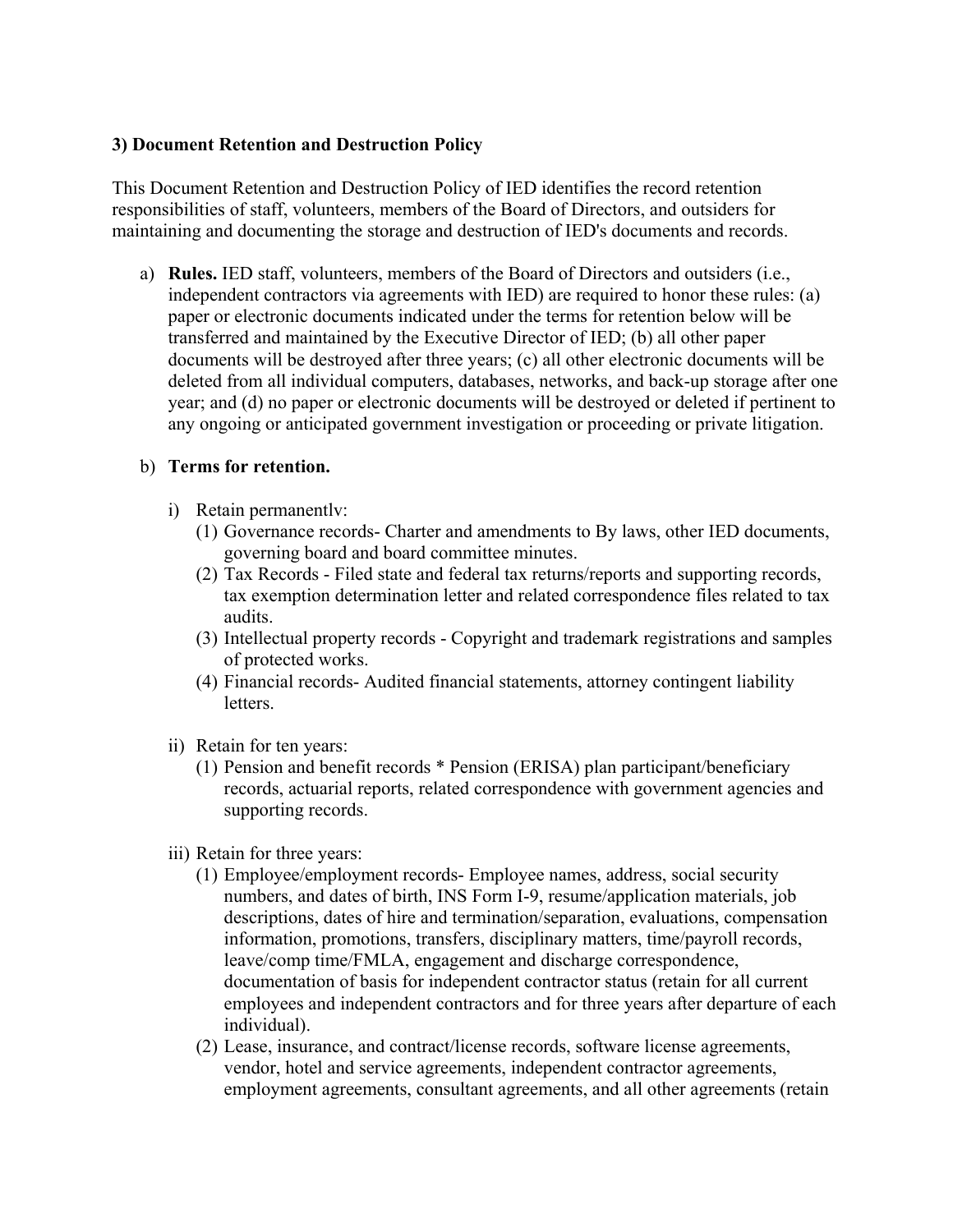### 3) Document Retention and Destruction Policy

This Document Retention and Destruction Policy of IED identifies the record retention responsibilities of staff, volunteers, members of the Board of Directors, and outsiders for maintaining and documenting the storage and destruction of IED's documents and records.

a) **Rules.** IED staff, volunteers, members of the Board of Directors and outsiders (i.e., independent contractors via agreements with IED) are required to honor these rules: (a) paper or electronic documents indicated under the terms for retention below will be transferred and maintained by the Executive Director of IED; (b) all other paper documents will be destroyed after three years; (c) all other electronic documents will be deleted from all individual computers, databases, networks, and back-up storage after one year; and (d) no paper or electronic documents will be destroyed or deleted if pertinent to any ongoing or anticipated government investigation or proceeding or private litigation.

b) **Terms for retention.**

   i) Retain permanentlv:
      (1) Governance records- Charter and amendments to By laws, other IED documents, governing board and board committee minutes.
      (2) Tax Records - Filed state and federal tax returns/reports and supporting records, tax exemption determination letter and related correspondence files related to tax audits.
      (3) Intellectual property records - Copyright and trademark registrations and samples of protected works.
      (4) Financial records- Audited financial statements, attorney contingent liability letters.

   ii) Retain for ten years:
      (1) Pension and benefit records * Pension (ERISA) plan participant/beneficiary records, actuarial reports, related correspondence with government agencies and supporting records.

   iii) Retain for three years:
      (1) Employee/employment records- Employee names, address, social security numbers, and dates of birth, INS Form I-9, resume/application materials, job descriptions, dates of hire and termination/separation, evaluations, compensation information, promotions, transfers, disciplinary matters, time/payroll records, leave/comp time/FMLA, engagement and discharge correspondence, documentation of basis for independent contractor status (retain for all current employees and independent contractors and for three years after departure of each individual).
      (2) Lease, insurance, and contract/license records, software license agreements, vendor, hotel and service agreements, independent contractor agreements, employment agreements, consultant agreements, and all other agreements (retain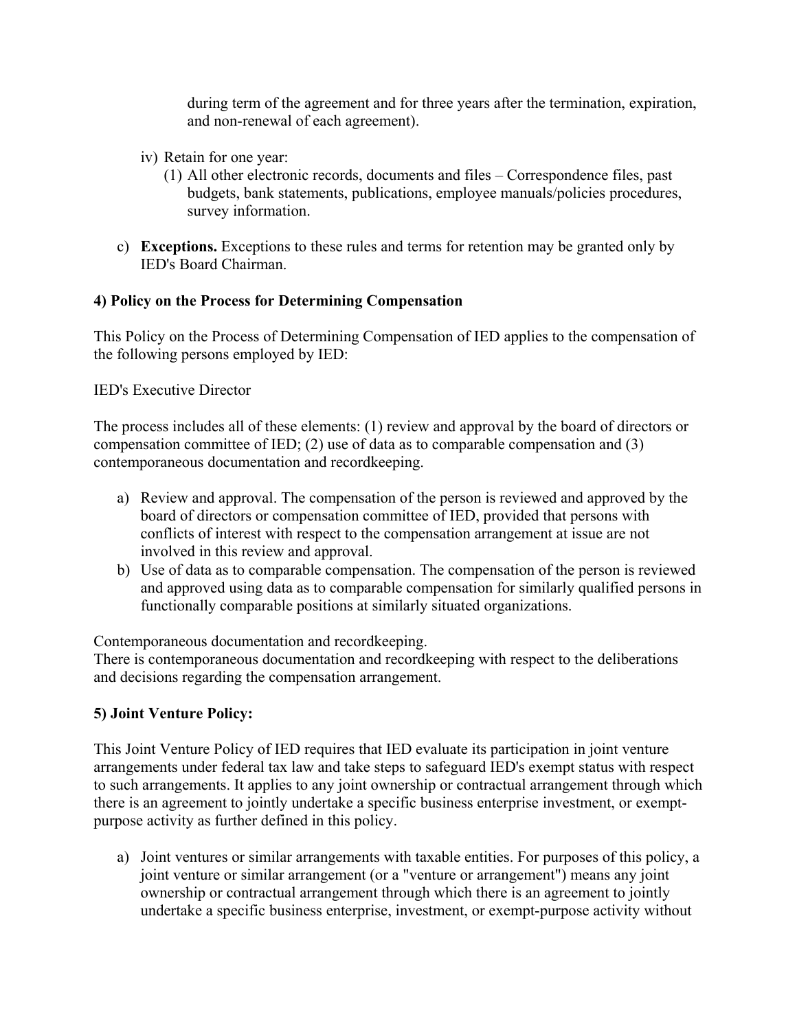during term of the agreement and for three years after the termination, expiration, and non-renewal of each agreement).

iv) Retain for one year:

(1) All other electronic records, documents and files – Correspondence files, past budgets, bank statements, publications, employee manuals/policies procedures, survey information.

c) **Exceptions.** Exceptions to these rules and terms for retention may be granted only by IED's Board Chairman.

**4) Policy on the Process for Determining Compensation**

This Policy on the Process of Determining Compensation of IED applies to the compensation of the following persons employed by IED:

IED's Executive Director

The process includes all of these elements: (1) review and approval by the board of directors or compensation committee of IED; (2) use of data as to comparable compensation and (3) contemporaneous documentation and recordkeeping.

a) Review and approval. The compensation of the person is reviewed and approved by the board of directors or compensation committee of IED, provided that persons with conflicts of interest with respect to the compensation arrangement at issue are not involved in this review and approval.
b) Use of data as to comparable compensation. The compensation of the person is reviewed and approved using data as to comparable compensation for similarly qualified persons in functionally comparable positions at similarly situated organizations.

Contemporaneous documentation and recordkeeping.
There is contemporaneous documentation and recordkeeping with respect to the deliberations and decisions regarding the compensation arrangement.

**5) Joint Venture Policy:**

This Joint Venture Policy of IED requires that IED evaluate its participation in joint venture arrangements under federal tax law and take steps to safeguard IED's exempt status with respect to such arrangements. It applies to any joint ownership or contractual arrangement through which there is an agreement to jointly undertake a specific business enterprise investment, or exempt-purpose activity as further defined in this policy.

a) Joint ventures or similar arrangements with taxable entities. For purposes of this policy, a joint venture or similar arrangement (or a "venture or arrangement") means any joint ownership or contractual arrangement through which there is an agreement to jointly undertake a specific business enterprise, investment, or exempt-purpose activity without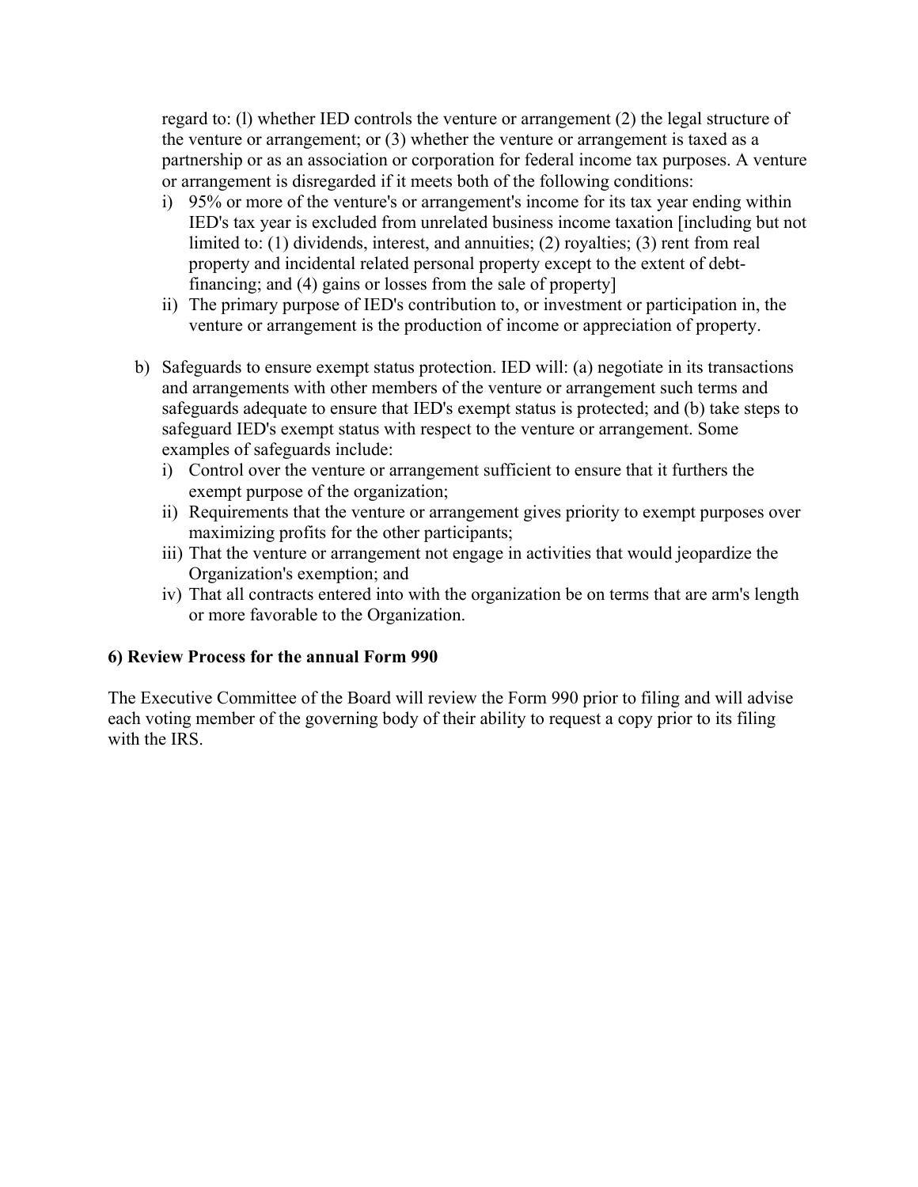regard to: (l) whether IED controls the venture or arrangement (2) the legal structure of the venture or arrangement; or (3) whether the venture or arrangement is taxed as a partnership or as an association or corporation for federal income tax purposes. A venture or arrangement is disregarded if it meets both of the following conditions:

i) 95% or more of the venture's or arrangement's income for its tax year ending within IED's tax year is excluded from unrelated business income taxation [including but not limited to: (1) dividends, interest, and annuities; (2) royalties; (3) rent from real property and incidental related personal property except to the extent of debt-financing; and (4) gains or losses from the sale of property]
ii) The primary purpose of IED's contribution to, or investment or participation in, the venture or arrangement is the production of income or appreciation of property.

b) Safeguards to ensure exempt status protection. IED will: (a) negotiate in its transactions and arrangements with other members of the venture or arrangement such terms and safeguards adequate to ensure that IED's exempt status is protected; and (b) take steps to safeguard IED's exempt status with respect to the venture or arrangement. Some examples of safeguards include:
   i) Control over the venture or arrangement sufficient to ensure that it furthers the exempt purpose of the organization;
   ii) Requirements that the venture or arrangement gives priority to exempt purposes over maximizing profits for the other participants;
   iii) That the venture or arrangement not engage in activities that would jeopardize the Organization's exemption; and
   iv) That all contracts entered into with the organization be on terms that are arm's length or more favorable to the Organization.

**6) Review Process for the annual Form 990**

The Executive Committee of the Board will review the Form 990 prior to filing and will advise each voting member of the governing body of their ability to request a copy prior to its filing with the IRS.